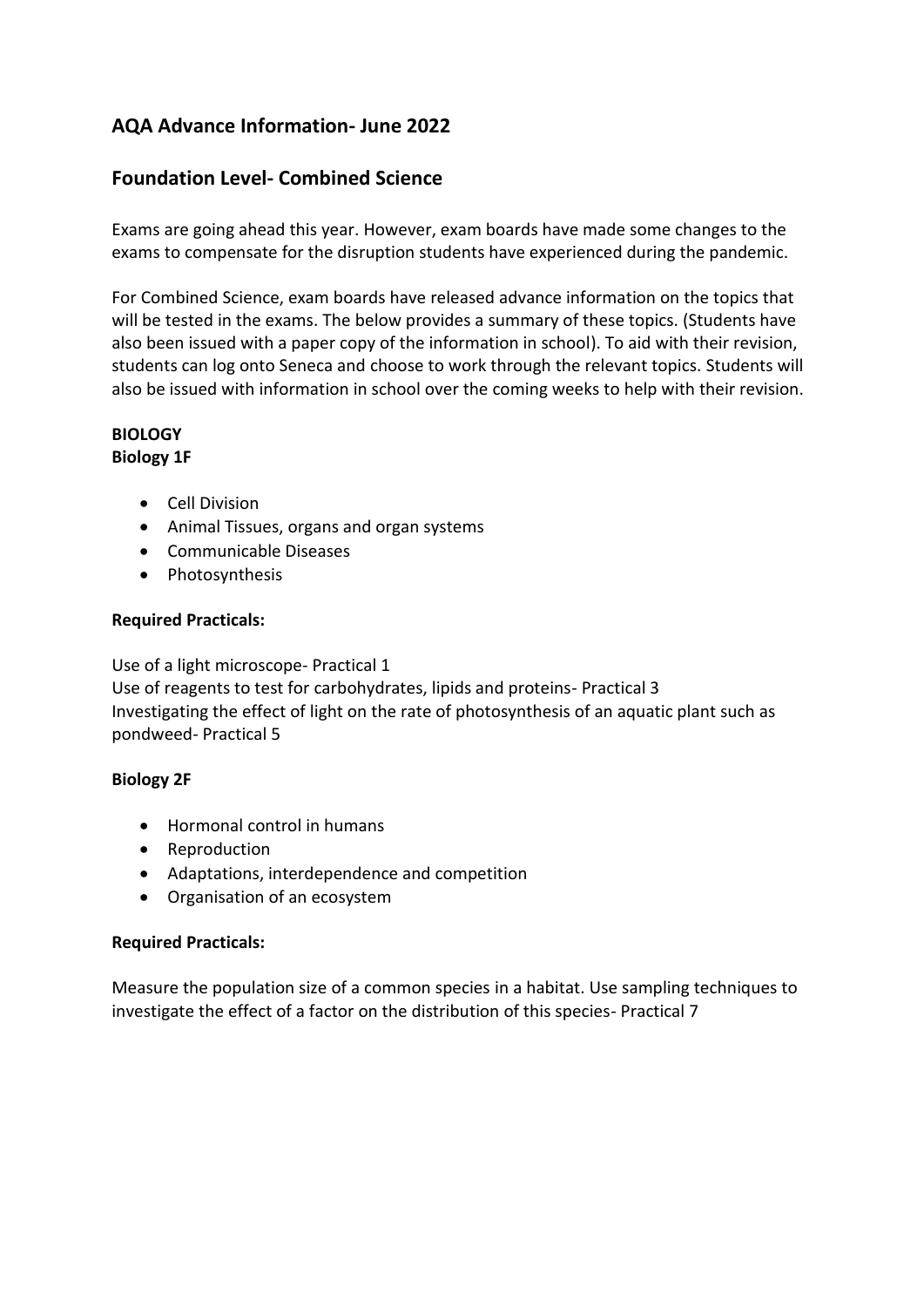## AQA Advance Information- June 2022

## Foundation Level- Combined Science

Exams are going ahead this year. However, exam boards have made some changes to the exams to compensate for the disruption students have experienced during the pandemic.

For Combined Science, exam boards have released advance information on the topics that will be tested in the exams. The below provides a summary of these topics. (Students have also been issued with a paper copy of the information in school). To aid with their revision, students can log onto Seneca and choose to work through the relevant topics. Students will also be issued with information in school over the coming weeks to help with their revision.

**BIOLOGY**
**Biology 1F**

- Cell Division
- Animal Tissues, organs and organ systems
- Communicable Diseases
- Photosynthesis

**Required Practicals:**

Use of a light microscope- Practical 1
Use of reagents to test for carbohydrates, lipids and proteins- Practical 3
Investigating the effect of light on the rate of photosynthesis of an aquatic plant such as pondweed- Practical 5

**Biology 2F**

- Hormonal control in humans
- Reproduction
- Adaptations, interdependence and competition
- Organisation of an ecosystem

**Required Practicals:**

Measure the population size of a common species in a habitat. Use sampling techniques to investigate the effect of a factor on the distribution of this species- Practical 7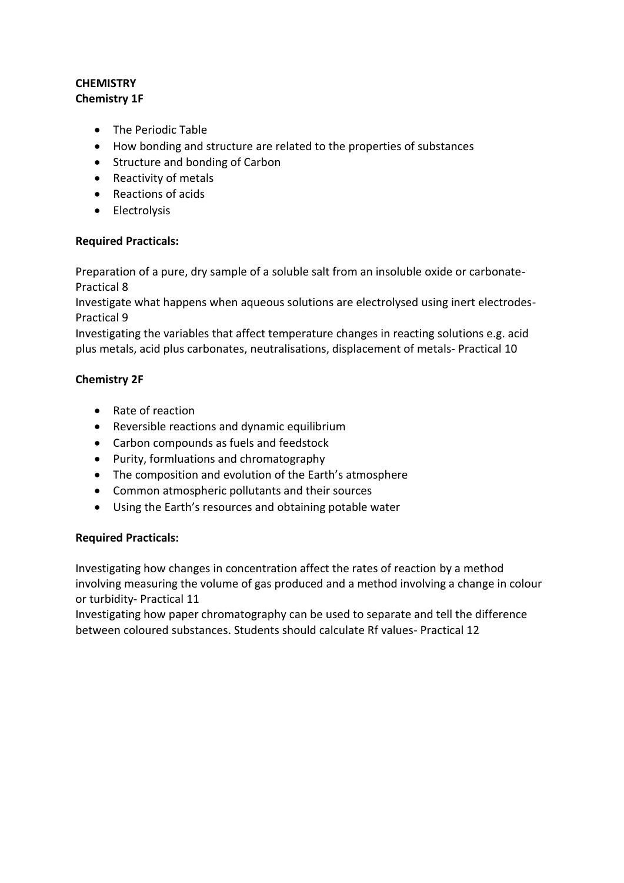**CHEMISTRY**
**Chemistry 1F**

- The Periodic Table
- How bonding and structure are related to the properties of substances
- Structure and bonding of Carbon
- Reactivity of metals
- Reactions of acids
- Electrolysis

**Required Practicals:**

Preparation of a pure, dry sample of a soluble salt from an insoluble oxide or carbonate- Practical 8
Investigate what happens when aqueous solutions are electrolysed using inert electrodes- Practical 9
Investigating the variables that affect temperature changes in reacting solutions e.g. acid plus metals, acid plus carbonates, neutralisations, displacement of metals- Practical 10

**Chemistry 2F**

- Rate of reaction
- Reversible reactions and dynamic equilibrium
- Carbon compounds as fuels and feedstock
- Purity, formluations and chromatography
- The composition and evolution of the Earth's atmosphere
- Common atmospheric pollutants and their sources
- Using the Earth's resources and obtaining potable water

**Required Practicals:**

Investigating how changes in concentration affect the rates of reaction by a method involving measuring the volume of gas produced and a method involving a change in colour or turbidity- Practical 11
Investigating how paper chromatography can be used to separate and tell the difference between coloured substances. Students should calculate Rf values- Practical 12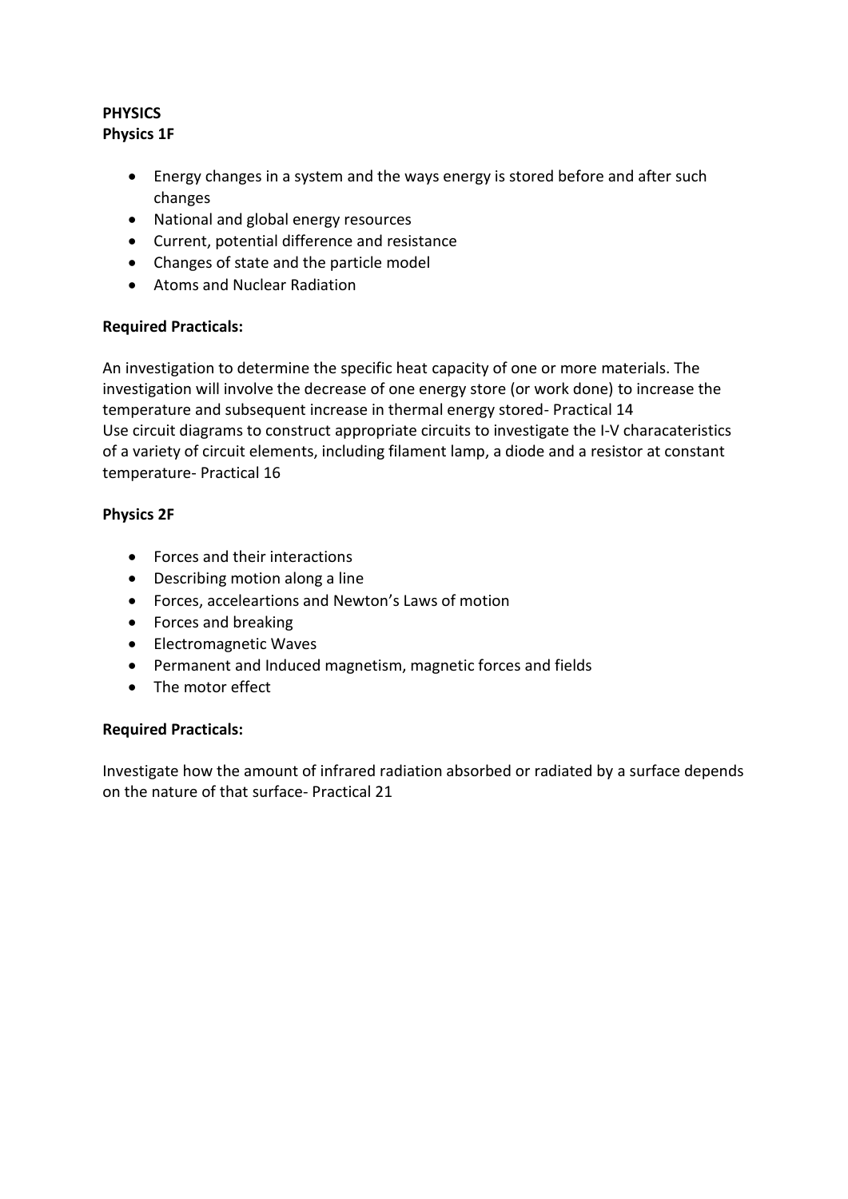**PHYSICS**
**Physics 1F**

- Energy changes in a system and the ways energy is stored before and after such changes
- National and global energy resources
- Current, potential difference and resistance
- Changes of state and the particle model
- Atoms and Nuclear Radiation

**Required Practicals:**

An investigation to determine the specific heat capacity of one or more materials. The investigation will involve the decrease of one energy store (or work done) to increase the temperature and subsequent increase in thermal energy stored- Practical 14
Use circuit diagrams to construct appropriate circuits to investigate the I-V characateristics of a variety of circuit elements, including filament lamp, a diode and a resistor at constant temperature- Practical 16

**Physics 2F**

- Forces and their interactions
- Describing motion along a line
- Forces, acceleartions and Newton's Laws of motion
- Forces and breaking
- Electromagnetic Waves
- Permanent and Induced magnetism, magnetic forces and fields
- The motor effect

**Required Practicals:**

Investigate how the amount of infrared radiation absorbed or radiated by a surface depends on the nature of that surface- Practical 21